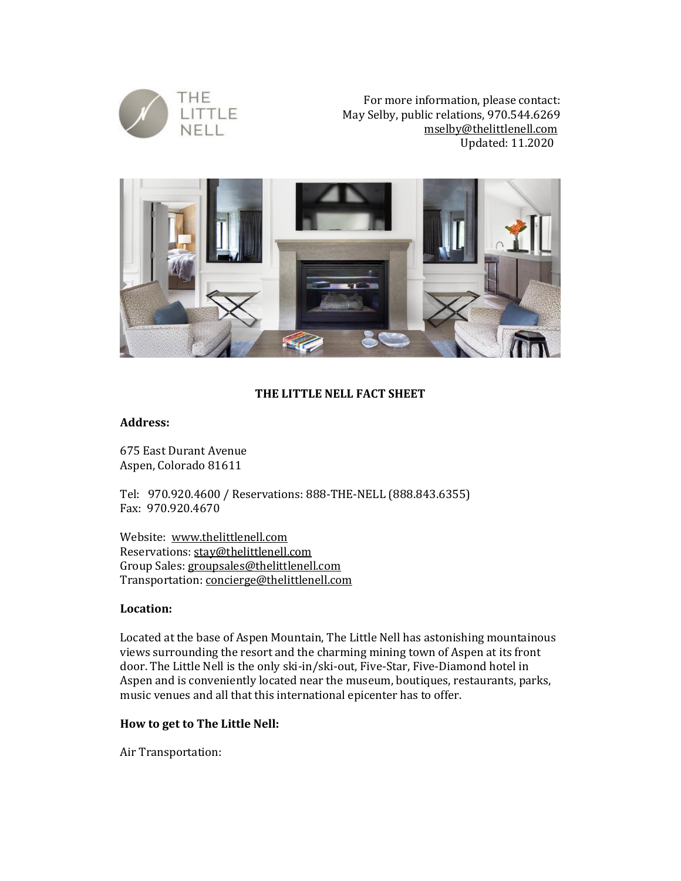For more information, please contact:
May Selby, public relations, 970.544.6269
mselby@thelittlenell.com
Updated: 11.2020

# THE LITTLE NELL FACT SHEET

**Address:**

675 East Durant Avenue
Aspen, Colorado 81611

Tel: 970.920.4600 / Reservations: 888-THE-NELL (888.843.6355)
Fax: 970.920.4670

Website: www.thelittlenell.com
Reservations: stay@thelittlenell.com
Group Sales: groupsales@thelittlenell.com
Transportation: concierge@thelittlenell.com

**Location:**

Located at the base of Aspen Mountain, The Little Nell has astonishing mountainous views surrounding the resort and the charming mining town of Aspen at its front door. The Little Nell is the only ski-in/ski-out, Five-Star, Five-Diamond hotel in Aspen and is conveniently located near the museum, boutiques, restaurants, parks, music venues and all that this international epicenter has to offer.

**How to get to The Little Nell:**

Air Transportation: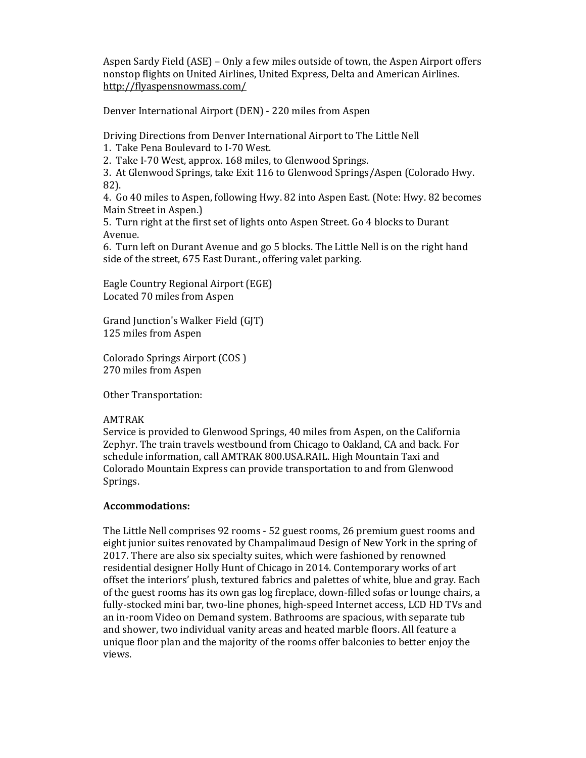Aspen Sardy Field (ASE) – Only a few miles outside of town, the Aspen Airport offers nonstop flights on United Airlines, United Express, Delta and American Airlines. http://flyaspensnowmass.com/

Denver International Airport (DEN) - 220 miles from Aspen

Driving Directions from Denver International Airport to The Little Nell

1. Take Pena Boulevard to I-70 West.
2. Take I-70 West, approx. 168 miles, to Glenwood Springs.
3. At Glenwood Springs, take Exit 116 to Glenwood Springs/Aspen (Colorado Hwy. 82).
4. Go 40 miles to Aspen, following Hwy. 82 into Aspen East. (Note: Hwy. 82 becomes Main Street in Aspen.)
5. Turn right at the first set of lights onto Aspen Street. Go 4 blocks to Durant Avenue.
6. Turn left on Durant Avenue and go 5 blocks. The Little Nell is on the right hand side of the street, 675 East Durant., offering valet parking.

Eagle Country Regional Airport (EGE)
Located 70 miles from Aspen

Grand Junction's Walker Field (GJT)
125 miles from Aspen

Colorado Springs Airport (COS )
270 miles from Aspen

Other Transportation:

AMTRAK
Service is provided to Glenwood Springs, 40 miles from Aspen, on the California Zephyr. The train travels westbound from Chicago to Oakland, CA and back. For schedule information, call AMTRAK 800.USA.RAIL. High Mountain Taxi and Colorado Mountain Express can provide transportation to and from Glenwood Springs.

**Accommodations:**

The Little Nell comprises 92 rooms - 52 guest rooms, 26 premium guest rooms and eight junior suites renovated by Champalimaud Design of New York in the spring of 2017. There are also six specialty suites, which were fashioned by renowned residential designer Holly Hunt of Chicago in 2014. Contemporary works of art offset the interiors' plush, textured fabrics and palettes of white, blue and gray. Each of the guest rooms has its own gas log fireplace, down-filled sofas or lounge chairs, a fully-stocked mini bar, two-line phones, high-speed Internet access, LCD HD TVs and an in-room Video on Demand system. Bathrooms are spacious, with separate tub and shower, two individual vanity areas and heated marble floors. All feature a unique floor plan and the majority of the rooms offer balconies to better enjoy the views.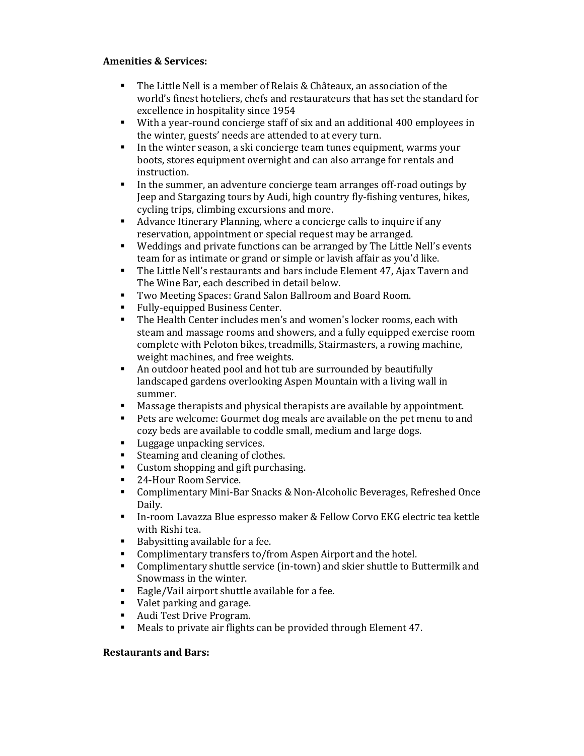**Amenities & Services:**

- The Little Nell is a member of Relais & Châteaux, an association of the world's finest hoteliers, chefs and restaurateurs that has set the standard for excellence in hospitality since 1954
- With a year-round concierge staff of six and an additional 400 employees in the winter, guests' needs are attended to at every turn.
- In the winter season, a ski concierge team tunes equipment, warms your boots, stores equipment overnight and can also arrange for rentals and instruction.
- In the summer, an adventure concierge team arranges off-road outings by Jeep and Stargazing tours by Audi, high country fly-fishing ventures, hikes, cycling trips, climbing excursions and more.
- Advance Itinerary Planning, where a concierge calls to inquire if any reservation, appointment or special request may be arranged.
- Weddings and private functions can be arranged by The Little Nell's events team for as intimate or grand or simple or lavish affair as you'd like.
- The Little Nell's restaurants and bars include Element 47, Ajax Tavern and The Wine Bar, each described in detail below.
- Two Meeting Spaces: Grand Salon Ballroom and Board Room.
- Fully-equipped Business Center.
- The Health Center includes men's and women's locker rooms, each with steam and massage rooms and showers, and a fully equipped exercise room complete with Peloton bikes, treadmills, Stairmasters, a rowing machine, weight machines, and free weights.
- An outdoor heated pool and hot tub are surrounded by beautifully landscaped gardens overlooking Aspen Mountain with a living wall in summer.
- Massage therapists and physical therapists are available by appointment.
- Pets are welcome: Gourmet dog meals are available on the pet menu to and cozy beds are available to coddle small, medium and large dogs.
- Luggage unpacking services.
- Steaming and cleaning of clothes.
- Custom shopping and gift purchasing.
- 24-Hour Room Service.
- Complimentary Mini-Bar Snacks & Non-Alcoholic Beverages, Refreshed Once Daily.
- In-room Lavazza Blue espresso maker & Fellow Corvo EKG electric tea kettle with Rishi tea.
- Babysitting available for a fee.
- Complimentary transfers to/from Aspen Airport and the hotel.
- Complimentary shuttle service (in-town) and skier shuttle to Buttermilk and Snowmass in the winter.
- Eagle/Vail airport shuttle available for a fee.
- Valet parking and garage.
- Audi Test Drive Program.
- Meals to private air flights can be provided through Element 47.

**Restaurants and Bars:**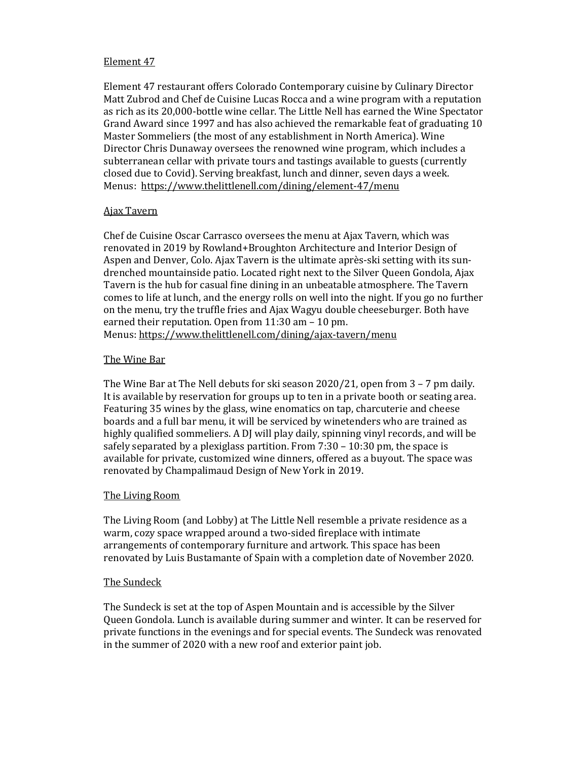## Element 47

Element 47 restaurant offers Colorado Contemporary cuisine by Culinary Director Matt Zubrod and Chef de Cuisine Lucas Rocca and a wine program with a reputation as rich as its 20,000-bottle wine cellar. The Little Nell has earned the Wine Spectator Grand Award since 1997 and has also achieved the remarkable feat of graduating 10 Master Sommeliers (the most of any establishment in North America). Wine Director Chris Dunaway oversees the renowned wine program, which includes a subterranean cellar with private tours and tastings available to guests (currently closed due to Covid). Serving breakfast, lunch and dinner, seven days a week.
Menus: https://www.thelittlenell.com/dining/element-47/menu

## Ajax Tavern

Chef de Cuisine Oscar Carrasco oversees the menu at Ajax Tavern, which was renovated in 2019 by Rowland+Broughton Architecture and Interior Design of Aspen and Denver, Colo. Ajax Tavern is the ultimate après-ski setting with its sun-drenched mountainside patio. Located right next to the Silver Queen Gondola, Ajax Tavern is the hub for casual fine dining in an unbeatable atmosphere. The Tavern comes to life at lunch, and the energy rolls on well into the night. If you go no further on the menu, try the truffle fries and Ajax Wagyu double cheeseburger. Both have earned their reputation. Open from 11:30 am – 10 pm.
Menus: https://www.thelittlenell.com/dining/ajax-tavern/menu

## The Wine Bar

The Wine Bar at The Nell debuts for ski season 2020/21, open from 3 – 7 pm daily. It is available by reservation for groups up to ten in a private booth or seating area. Featuring 35 wines by the glass, wine enomatics on tap, charcuterie and cheese boards and a full bar menu, it will be serviced by winetenders who are trained as highly qualified sommeliers. A DJ will play daily, spinning vinyl records, and will be safely separated by a plexiglass partition. From 7:30 – 10:30 pm, the space is available for private, customized wine dinners, offered as a buyout. The space was renovated by Champalimaud Design of New York in 2019.

## The Living Room

The Living Room (and Lobby) at The Little Nell resemble a private residence as a warm, cozy space wrapped around a two-sided fireplace with intimate arrangements of contemporary furniture and artwork. This space has been renovated by Luis Bustamante of Spain with a completion date of November 2020.

## The Sundeck

The Sundeck is set at the top of Aspen Mountain and is accessible by the Silver Queen Gondola. Lunch is available during summer and winter. It can be reserved for private functions in the evenings and for special events. The Sundeck was renovated in the summer of 2020 with a new roof and exterior paint job.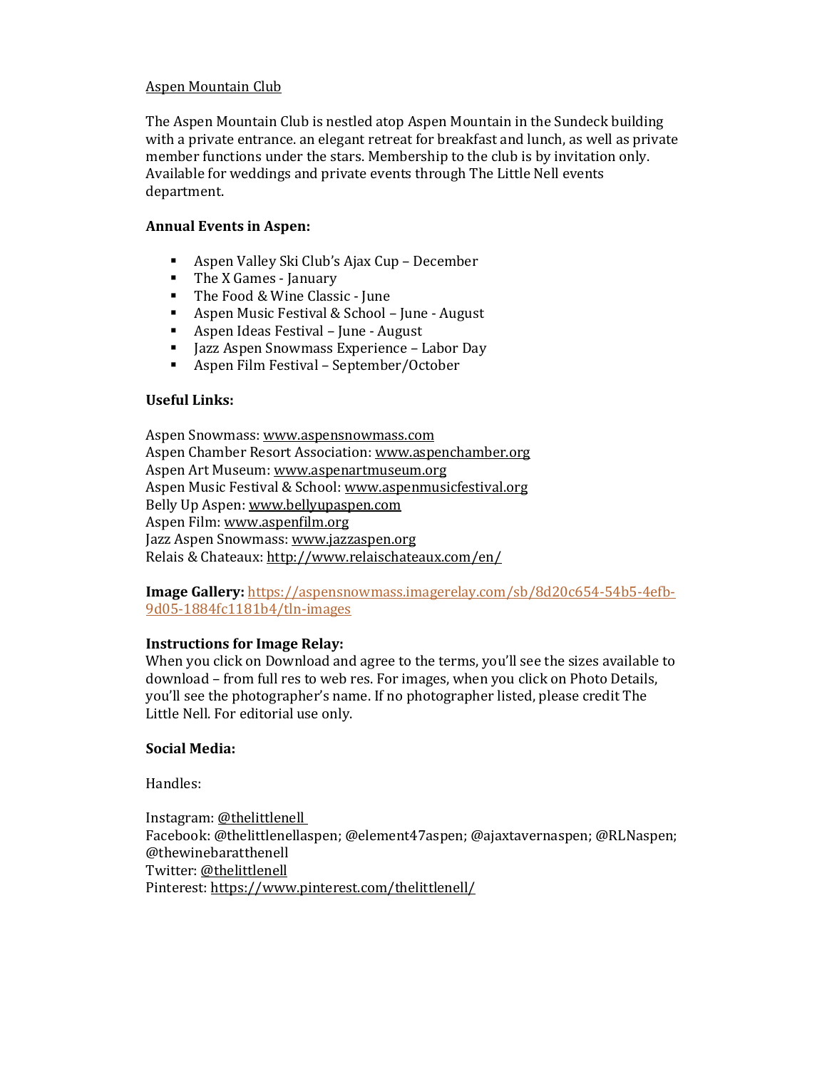Aspen Mountain Club

The Aspen Mountain Club is nestled atop Aspen Mountain in the Sundeck building with a private entrance. an elegant retreat for breakfast and lunch, as well as private member functions under the stars. Membership to the club is by invitation only. Available for weddings and private events through The Little Nell events department.

**Annual Events in Aspen:**

- Aspen Valley Ski Club's Ajax Cup – December
- The X Games - January
- The Food & Wine Classic - June
- Aspen Music Festival & School – June - August
- Aspen Ideas Festival – June - August
- Jazz Aspen Snowmass Experience – Labor Day
- Aspen Film Festival – September/October

**Useful Links:**

Aspen Snowmass: www.aspensnowmass.com
Aspen Chamber Resort Association: www.aspenchamber.org
Aspen Art Museum: www.aspenartmuseum.org
Aspen Music Festival & School: www.aspenmusicfestival.org
Belly Up Aspen: www.bellyupaspen.com
Aspen Film: www.aspenfilm.org
Jazz Aspen Snowmass: www.jazzaspen.org
Relais & Chateaux: http://www.relaischateaux.com/en/

**Image Gallery:** https://aspensnowmass.imagerelay.com/sb/8d20c654-54b5-4efb-9d05-1884fc1181b4/tln-images

**Instructions for Image Relay:**
When you click on Download and agree to the terms, you'll see the sizes available to download – from full res to web res. For images, when you click on Photo Details, you'll see the photographer's name. If no photographer listed, please credit The Little Nell. For editorial use only.

**Social Media:**

Handles:

Instagram: @thelittlenell
Facebook: @thelittlenellaspen; @element47aspen; @ajaxtavernaspen; @RLNaspen; @thewinebaratthenell
Twitter: @thelittlenell
Pinterest: https://www.pinterest.com/thelittlenell/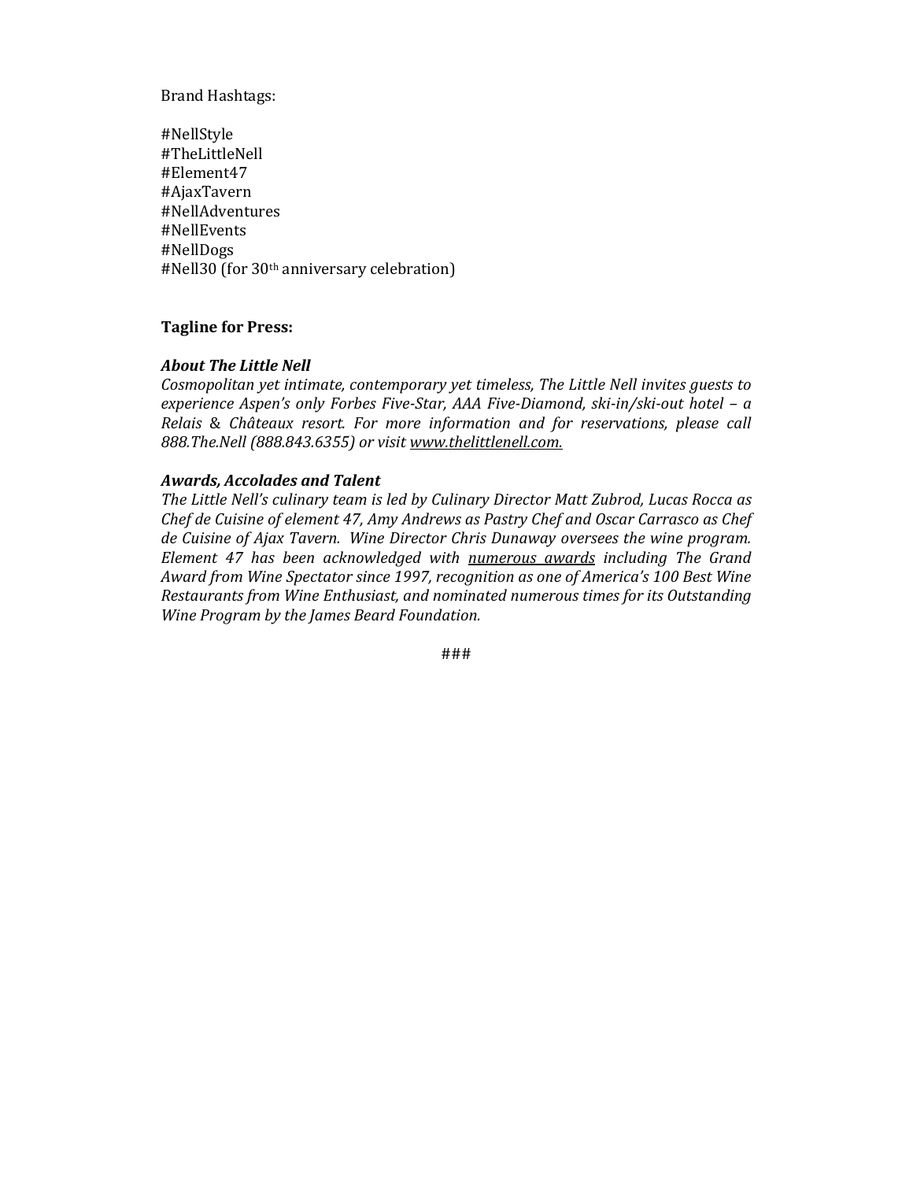Brand Hashtags:

#NellStyle
#TheLittleNell
#Element47
#AjaxTavern
#NellAdventures
#NellEvents
#NellDogs
#Nell30 (for 30th anniversary celebration)

**Tagline for Press:**

***About The Little Nell***
*Cosmopolitan yet intimate, contemporary yet timeless, The Little Nell invites guests to experience Aspen's only Forbes Five-Star, AAA Five-Diamond, ski-in/ski-out hotel – a Relais & Châteaux resort. For more information and for reservations, please call 888.The.Nell (888.843.6355) or visit www.thelittlenell.com.*

***Awards, Accolades and Talent***
*The Little Nell's culinary team is led by Culinary Director Matt Zubrod, Lucas Rocca as Chef de Cuisine of element 47, Amy Andrews as Pastry Chef and Oscar Carrasco as Chef de Cuisine of Ajax Tavern. Wine Director Chris Dunaway oversees the wine program. Element 47 has been acknowledged with numerous awards including The Grand Award from Wine Spectator since 1997, recognition as one of America's 100 Best Wine Restaurants from Wine Enthusiast, and nominated numerous times for its Outstanding Wine Program by the James Beard Foundation.*

###